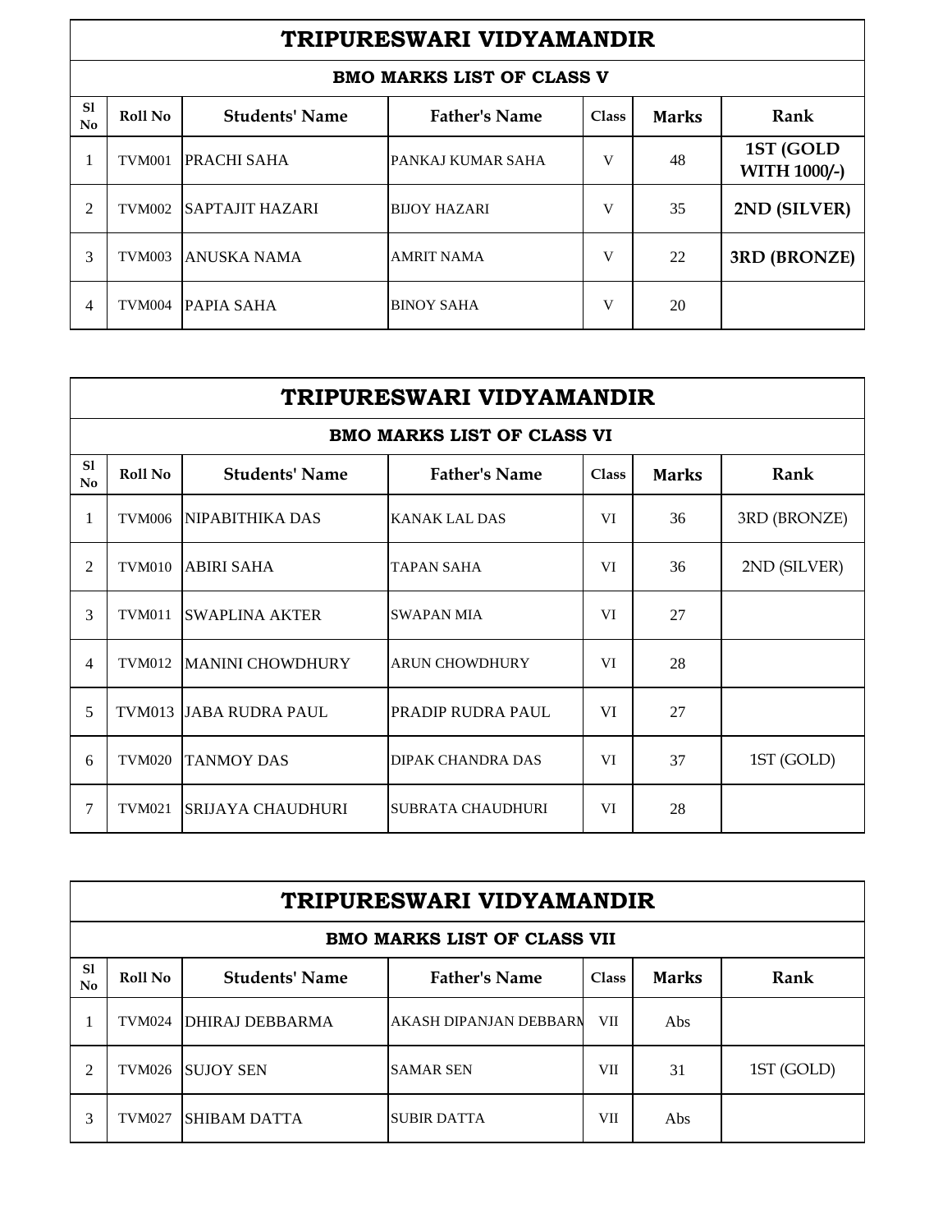## TRIPURESWARI VIDYAMANDIR

### BMO MARKS LIST OF CLASS V

| Sl No | Roll No | Students' Name | Father's Name | Class | Marks | Rank |
|---|---|---|---|---|---|---|
| 1 | TVM001 | PRACHI SAHA | PANKAJ KUMAR SAHA | V | 48 | **1ST (GOLD WITH 1000/-)** |
| 2 | TVM002 | SAPTAJIT HAZARI | BIJOY HAZARI | V | 35 | **2ND (SILVER)** |
| 3 | TVM003 | ANUSKA NAMA | AMRIT NAMA | V | 22 | **3RD (BRONZE)** |
| 4 | TVM004 | PAPIA SAHA | BINOY SAHA | V | 20 | |

## TRIPURESWARI VIDYAMANDIR

### BMO MARKS LIST OF CLASS VI

| Sl No | Roll No | Students' Name | Father's Name | Class | Marks | Rank |
|---|---|---|---|---|---|---|
| 1 | TVM006 | NIPABITHIKA DAS | KANAK LAL DAS | VI | 36 | 3RD (BRONZE) |
| 2 | TVM010 | ABIRI SAHA | TAPAN SAHA | VI | 36 | 2ND (SILVER) |
| 3 | TVM011 | SWAPLINA AKTER | SWAPAN MIA | VI | 27 | |
| 4 | TVM012 | MANINI CHOWDHURY | ARUN CHOWDHURY | VI | 28 | |
| 5 | TVM013 | JABA RUDRA PAUL | PRADIP RUDRA PAUL | VI | 27 | |
| 6 | TVM020 | TANMOY DAS | DIPAK CHANDRA DAS | VI | 37 | 1ST (GOLD) |
| 7 | TVM021 | SRIJAYA CHAUDHURI | SUBRATA CHAUDHURI | VI | 28 | |

## TRIPURESWARI VIDYAMANDIR

### BMO MARKS LIST OF CLASS VII

| Sl No | Roll No | Students' Name | Father's Name | Class | Marks | Rank |
|---|---|---|---|---|---|---|
| 1 | TVM024 | DHIRAJ DEBBARMA | AKASH DIPANJAN DEBBARM | VII | Abs | |
| 2 | TVM026 | SUJOY SEN | SAMAR SEN | VII | 31 | 1ST (GOLD) |
| 3 | TVM027 | SHIBAM DATTA | SUBIR DATTA | VII | Abs | |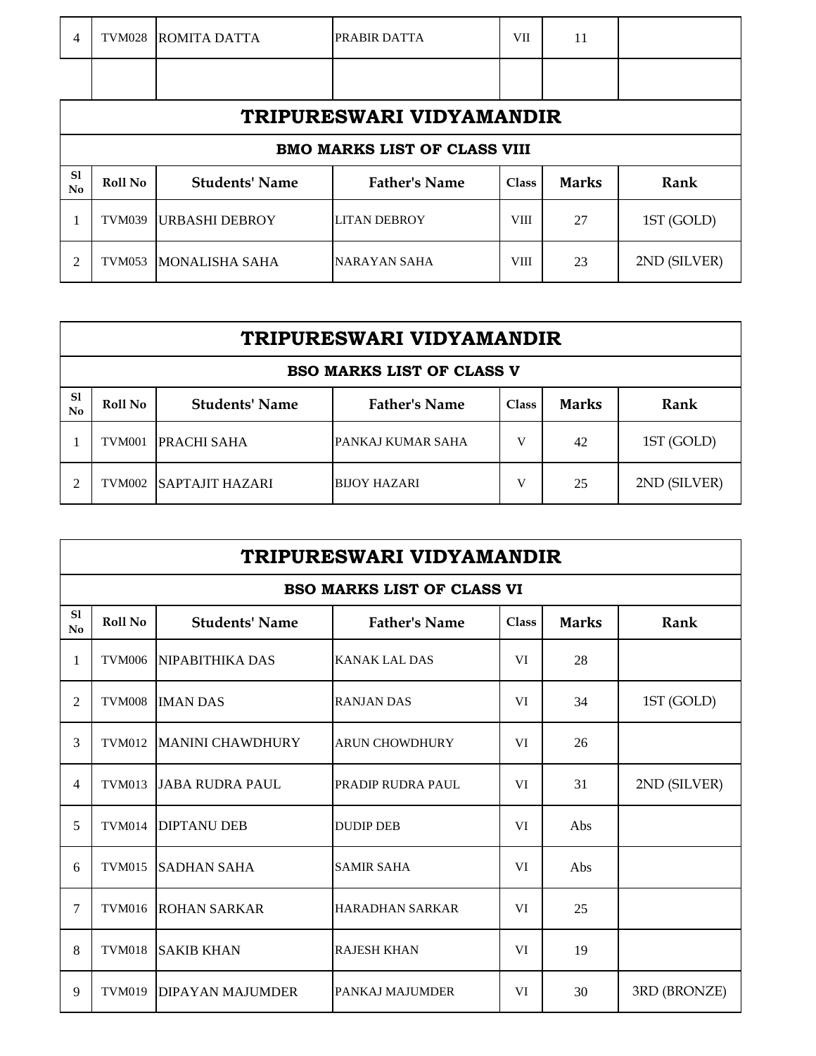| 4 | TVM028 | ROMITA DATTA | PRABIR DATTA | VII | 11 | |
|---|---|---|---|---|---|---|
| | | | | | | |

## TRIPURESWARI VIDYAMANDIR

### BMO MARKS LIST OF CLASS VIII

| Sl No | Roll No | Students' Name | Father's Name | Class | Marks | Rank |
|---|---|---|---|---|---|---|
| 1 | TVM039 | URBASHI DEBROY | LITAN DEBROY | VIII | 27 | 1ST (GOLD) |
| 2 | TVM053 | MONALISHA SAHA | NARAYAN SAHA | VIII | 23 | 2ND (SILVER) |

## TRIPURESWARI VIDYAMANDIR

### BSO MARKS LIST OF CLASS V

| Sl No | Roll No | Students' Name | Father's Name | Class | Marks | Rank |
|---|---|---|---|---|---|---|
| 1 | TVM001 | PRACHI SAHA | PANKAJ KUMAR SAHA | V | 42 | 1ST (GOLD) |
| 2 | TVM002 | SAPTAJIT HAZARI | BIJOY HAZARI | V | 25 | 2ND (SILVER) |

## TRIPURESWARI VIDYAMANDIR

### BSO MARKS LIST OF CLASS VI

| Sl No | Roll No | Students' Name | Father's Name | Class | Marks | Rank |
|---|---|---|---|---|---|---|
| 1 | TVM006 | NIPABITHIKA DAS | KANAK LAL DAS | VI | 28 | |
| 2 | TVM008 | IMAN DAS | RANJAN DAS | VI | 34 | 1ST (GOLD) |
| 3 | TVM012 | MANINI CHAWDHURY | ARUN CHOWDHURY | VI | 26 | |
| 4 | TVM013 | JABA RUDRA PAUL | PRADIP RUDRA PAUL | VI | 31 | 2ND (SILVER) |
| 5 | TVM014 | DIPTANU DEB | DUDIP DEB | VI | Abs | |
| 6 | TVM015 | SADHAN SAHA | SAMIR SAHA | VI | Abs | |
| 7 | TVM016 | ROHAN SARKAR | HARADHAN SARKAR | VI | 25 | |
| 8 | TVM018 | SAKIB KHAN | RAJESH KHAN | VI | 19 | |
| 9 | TVM019 | DIPAYAN MAJUMDER | PANKAJ MAJUMDER | VI | 30 | 3RD (BRONZE) |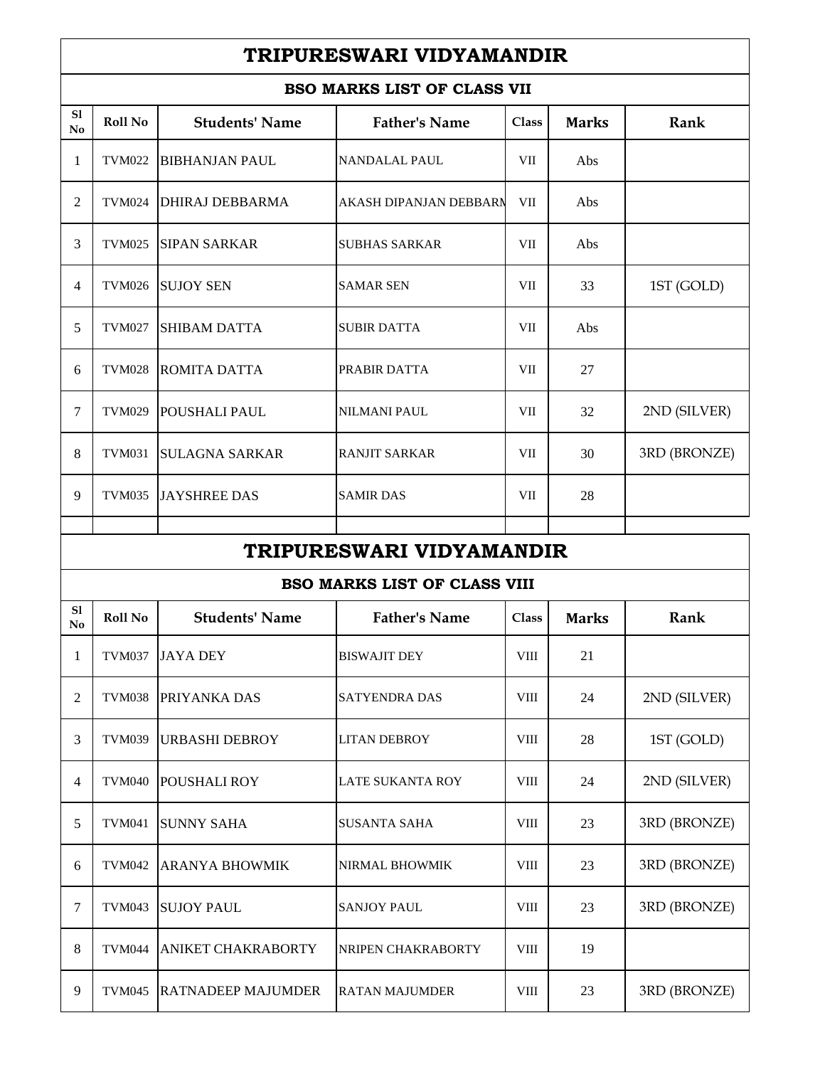# TRIPURESWARI VIDYAMANDIR

## BSO MARKS LIST OF CLASS VII

| Sl No | Roll No | Students' Name | Father's Name | Class | Marks | Rank |
|---|---|---|---|---|---|---|
| 1 | TVM022 | BIBHANJAN PAUL | NANDALAL PAUL | VII | Abs | |
| 2 | TVM024 | DHIRAJ DEBBARMA | AKASH DIPANJAN DEBBARM | VII | Abs | |
| 3 | TVM025 | SIPAN SARKAR | SUBHAS SARKAR | VII | Abs | |
| 4 | TVM026 | SUJOY SEN | SAMAR SEN | VII | 33 | 1ST (GOLD) |
| 5 | TVM027 | SHIBAM DATTA | SUBIR DATTA | VII | Abs | |
| 6 | TVM028 | ROMITA DATTA | PRABIR DATTA | VII | 27 | |
| 7 | TVM029 | POUSHALI PAUL | NILMANI PAUL | VII | 32 | 2ND (SILVER) |
| 8 | TVM031 | SULAGNA SARKAR | RANJIT SARKAR | VII | 30 | 3RD (BRONZE) |
| 9 | TVM035 | JAYSHREE DAS | SAMIR DAS | VII | 28 | |

# TRIPURESWARI VIDYAMANDIR

## BSO MARKS LIST OF CLASS VIII

| Sl No | Roll No | Students' Name | Father's Name | Class | Marks | Rank |
|---|---|---|---|---|---|---|
| 1 | TVM037 | JAYA DEY | BISWAJIT DEY | VIII | 21 | |
| 2 | TVM038 | PRIYANKA DAS | SATYENDRA DAS | VIII | 24 | 2ND (SILVER) |
| 3 | TVM039 | URBASHI DEBROY | LITAN DEBROY | VIII | 28 | 1ST (GOLD) |
| 4 | TVM040 | POUSHALI ROY | LATE SUKANTA ROY | VIII | 24 | 2ND (SILVER) |
| 5 | TVM041 | SUNNY SAHA | SUSANTA SAHA | VIII | 23 | 3RD (BRONZE) |
| 6 | TVM042 | ARANYA BHOWMIK | NIRMAL BHOWMIK | VIII | 23 | 3RD (BRONZE) |
| 7 | TVM043 | SUJOY PAUL | SANJOY PAUL | VIII | 23 | 3RD (BRONZE) |
| 8 | TVM044 | ANIKET CHAKRABORTY | NRIPEN CHAKRABORTY | VIII | 19 | |
| 9 | TVM045 | RATNADEEP MAJUMDER | RATAN MAJUMDER | VIII | 23 | 3RD (BRONZE) |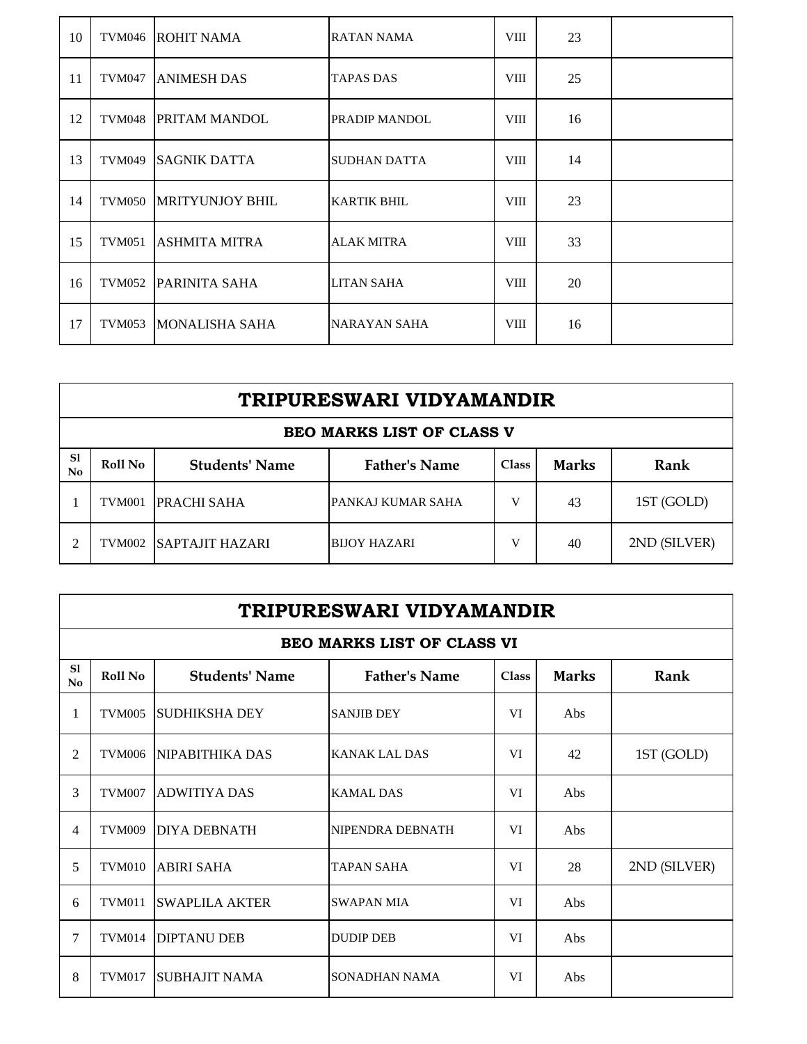| Sl No | Roll No | Students' Name | Father's Name | Class | Marks | Rank |
|---|---|---|---|---|---|---|
| 10 | TVM046 | ROHIT NAMA | RATAN NAMA | VIII | 23 | |
| 11 | TVM047 | ANIMESH DAS | TAPAS DAS | VIII | 25 | |
| 12 | TVM048 | PRITAM MANDOL | PRADIP MANDOL | VIII | 16 | |
| 13 | TVM049 | SAGNIK DATTA | SUDHAN DATTA | VIII | 14 | |
| 14 | TVM050 | MRITYUNJOY BHIL | KARTIK BHIL | VIII | 23 | |
| 15 | TVM051 | ASHMITA MITRA | ALAK MITRA | VIII | 33 | |
| 16 | TVM052 | PARINITA SAHA | LITAN SAHA | VIII | 20 | |
| 17 | TVM053 | MONALISHA SAHA | NARAYAN SAHA | VIII | 16 | |

## TRIPURESWARI VIDYAMANDIR

### BEO MARKS LIST OF CLASS V

| Sl No | Roll No | Students' Name | Father's Name | Class | Marks | Rank |
|---|---|---|---|---|---|---|
| 1 | TVM001 | PRACHI SAHA | PANKAJ KUMAR SAHA | V | 43 | 1ST (GOLD) |
| 2 | TVM002 | SAPTAJIT HAZARI | BIJOY HAZARI | V | 40 | 2ND (SILVER) |

## TRIPURESWARI VIDYAMANDIR

### BEO MARKS LIST OF CLASS VI

| Sl No | Roll No | Students' Name | Father's Name | Class | Marks | Rank |
|---|---|---|---|---|---|---|
| 1 | TVM005 | SUDHIKSHA DEY | SANJIB DEY | VI | Abs | |
| 2 | TVM006 | NIPABITHIKA DAS | KANAK LAL DAS | VI | 42 | 1ST (GOLD) |
| 3 | TVM007 | ADWITIYA DAS | KAMAL DAS | VI | Abs | |
| 4 | TVM009 | DIYA DEBNATH | NIPENDRA DEBNATH | VI | Abs | |
| 5 | TVM010 | ABIRI SAHA | TAPAN SAHA | VI | 28 | 2ND (SILVER) |
| 6 | TVM011 | SWAPLILA AKTER | SWAPAN MIA | VI | Abs | |
| 7 | TVM014 | DIPTANU DEB | DUDIP DEB | VI | Abs | |
| 8 | TVM017 | SUBHAJIT NAMA | SONADHAN NAMA | VI | Abs | |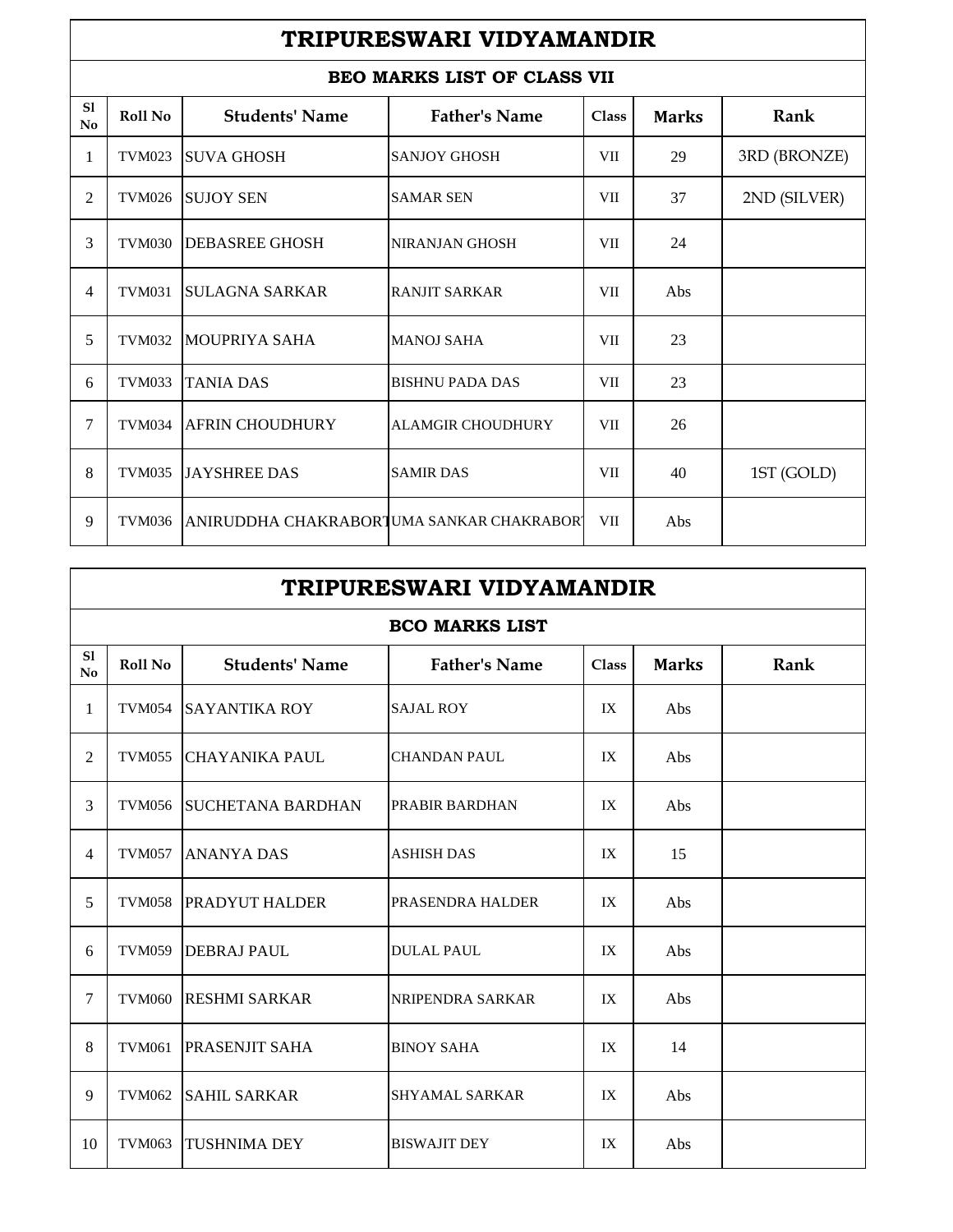# TRIPURESWARI VIDYAMANDIR

## BEO MARKS LIST OF CLASS VII

| Sl No | Roll No | Students' Name | Father's Name | Class | Marks | Rank |
|---|---|---|---|---|---|---|
| 1 | TVM023 | SUVA GHOSH | SANJOY GHOSH | VII | 29 | 3RD (BRONZE) |
| 2 | TVM026 | SUJOY SEN | SAMAR SEN | VII | 37 | 2ND (SILVER) |
| 3 | TVM030 | DEBASREE GHOSH | NIRANJAN GHOSH | VII | 24 | |
| 4 | TVM031 | SULAGNA SARKAR | RANJIT SARKAR | VII | Abs | |
| 5 | TVM032 | MOUPRIYA SAHA | MANOJ SAHA | VII | 23 | |
| 6 | TVM033 | TANIA DAS | BISHNU PADA DAS | VII | 23 | |
| 7 | TVM034 | AFRIN CHOUDHURY | ALAMGIR CHOUDHURY | VII | 26 | |
| 8 | TVM035 | JAYSHREE DAS | SAMIR DAS | VII | 40 | 1ST (GOLD) |
| 9 | TVM036 | ANIRUDDHA CHAKRABORT | UMA SANKAR CHAKRABORT | VII | Abs | |

# TRIPURESWARI VIDYAMANDIR

## BCO MARKS LIST

| Sl No | Roll No | Students' Name | Father's Name | Class | Marks | Rank |
|---|---|---|---|---|---|---|
| 1 | TVM054 | SAYANTIKA ROY | SAJAL ROY | IX | Abs | |
| 2 | TVM055 | CHAYANIKA PAUL | CHANDAN PAUL | IX | Abs | |
| 3 | TVM056 | SUCHETANA BARDHAN | PRABIR BARDHAN | IX | Abs | |
| 4 | TVM057 | ANANYA DAS | ASHISH DAS | IX | 15 | |
| 5 | TVM058 | PRADYUT HALDER | PRASENDRA HALDER | IX | Abs | |
| 6 | TVM059 | DEBRAJ PAUL | DULAL PAUL | IX | Abs | |
| 7 | TVM060 | RESHMI SARKAR | NRIPENDRA SARKAR | IX | Abs | |
| 8 | TVM061 | PRASENJIT SAHA | BINOY SAHA | IX | 14 | |
| 9 | TVM062 | SAHIL SARKAR | SHYAMAL SARKAR | IX | Abs | |
| 10 | TVM063 | TUSHNIMA DEY | BISWAJIT DEY | IX | Abs | |